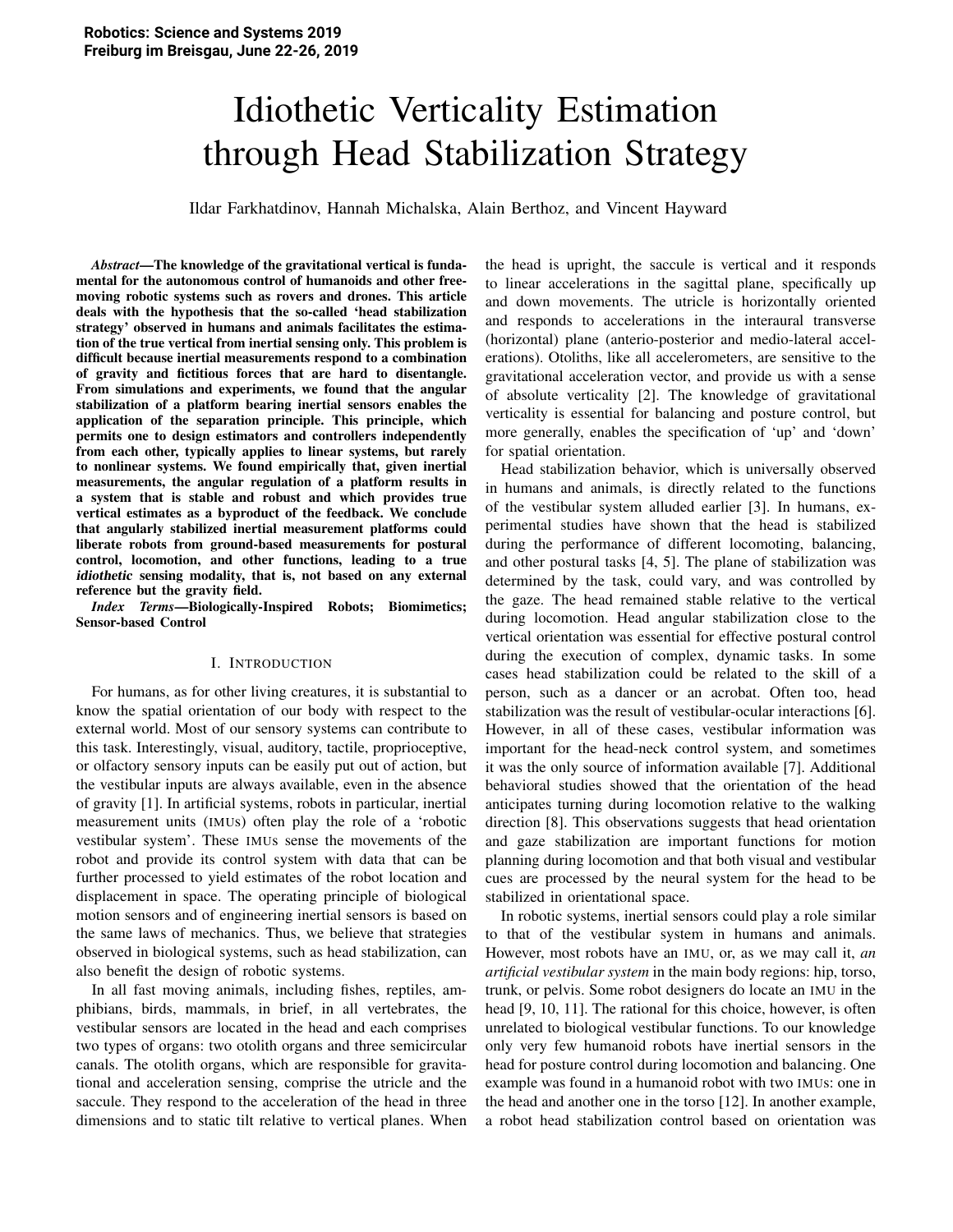# Idiothetic Verticality Estimation through Head Stabilization Strategy

Ildar Farkhatdinov, Hannah Michalska, Alain Berthoz, and Vincent Hayward

***Abstract*—The knowledge of the gravitational vertical is fundamental for the autonomous control of humanoids and other free-moving robotic systems such as rovers and drones. This article deals with the hypothesis that the so-called 'head stabilization strategy' observed in humans and animals facilitates the estimation of the true vertical from inertial sensing only. This problem is difficult because inertial measurements respond to a combination of gravity and fictitious forces that are hard to disentangle. From simulations and experiments, we found that the angular stabilization of a platform bearing inertial sensors enables the application of the separation principle. This principle, which permits one to design estimators and controllers independently from each other, typically applies to linear systems, but rarely to nonlinear systems. We found empirically that, given inertial measurements, the angular regulation of a platform results in a system that is stable and robust and which provides true vertical estimates as a byproduct of the feedback. We conclude that angularly stabilized inertial measurement platforms could liberate robots from ground-based measurements for postural control, locomotion, and other functions, leading to a true *idiothetic* sensing modality, that is, not based on any external reference but the gravity field.**

***Index Terms*—Biologically-Inspired Robots; Biomimetics; Sensor-based Control**

## I. Introduction

For humans, as for other living creatures, it is substantial to know the spatial orientation of our body with respect to the external world. Most of our sensory systems can contribute to this task. Interestingly, visual, auditory, tactile, proprioceptive, or olfactory sensory inputs can be easily put out of action, but the vestibular inputs are always available, even in the absence of gravity [1]. In artificial systems, robots in particular, inertial measurement units (IMUs) often play the role of a 'robotic vestibular system'. These IMUs sense the movements of the robot and provide its control system with data that can be further processed to yield estimates of the robot location and displacement in space. The operating principle of biological motion sensors and of engineering inertial sensors is based on the same laws of mechanics. Thus, we believe that strategies observed in biological systems, such as head stabilization, can also benefit the design of robotic systems.

In all fast moving animals, including fishes, reptiles, amphibians, birds, mammals, in brief, in all vertebrates, the vestibular sensors are located in the head and each comprises two types of organs: two otolith organs and three semicircular canals. The otolith organs, which are responsible for gravitational and acceleration sensing, comprise the utricle and the saccule. They respond to the acceleration of the head in three dimensions and to static tilt relative to vertical planes. When the head is upright, the saccule is vertical and it responds to linear accelerations in the sagittal plane, specifically up and down movements. The utricle is horizontally oriented and responds to accelerations in the interaural transverse (horizontal) plane (anterio-posterior and medio-lateral accelerations). Otoliths, like all accelerometers, are sensitive to the gravitational acceleration vector, and provide us with a sense of absolute verticality [2]. The knowledge of gravitational verticality is essential for balancing and posture control, but more generally, enables the specification of 'up' and 'down' for spatial orientation.

Head stabilization behavior, which is universally observed in humans and animals, is directly related to the functions of the vestibular system alluded earlier [3]. In humans, experimental studies have shown that the head is stabilized during the performance of different locomoting, balancing, and other postural tasks [4, 5]. The plane of stabilization was determined by the task, could vary, and was controlled by the gaze. The head remained stable relative to the vertical during locomotion. Head angular stabilization close to the vertical orientation was essential for effective postural control during the execution of complex, dynamic tasks. In some cases head stabilization could be related to the skill of a person, such as a dancer or an acrobat. Often too, head stabilization was the result of vestibular-ocular interactions [6]. However, in all of these cases, vestibular information was important for the head-neck control system, and sometimes it was the only source of information available [7]. Additional behavioral studies showed that the orientation of the head anticipates turning during locomotion relative to the walking direction [8]. This observations suggests that head orientation and gaze stabilization are important functions for motion planning during locomotion and that both visual and vestibular cues are processed by the neural system for the head to be stabilized in orientational space.

In robotic systems, inertial sensors could play a role similar to that of the vestibular system in humans and animals. However, most robots have an IMU, or, as we may call it, *an artificial vestibular system* in the main body regions: hip, torso, trunk, or pelvis. Some robot designers do locate an IMU in the head [9, 10, 11]. The rational for this choice, however, is often unrelated to biological vestibular functions. To our knowledge only very few humanoid robots have inertial sensors in the head for posture control during locomotion and balancing. One example was found in a humanoid robot with two IMUs: one in the head and another one in the torso [12]. In another example, a robot head stabilization control based on orientation was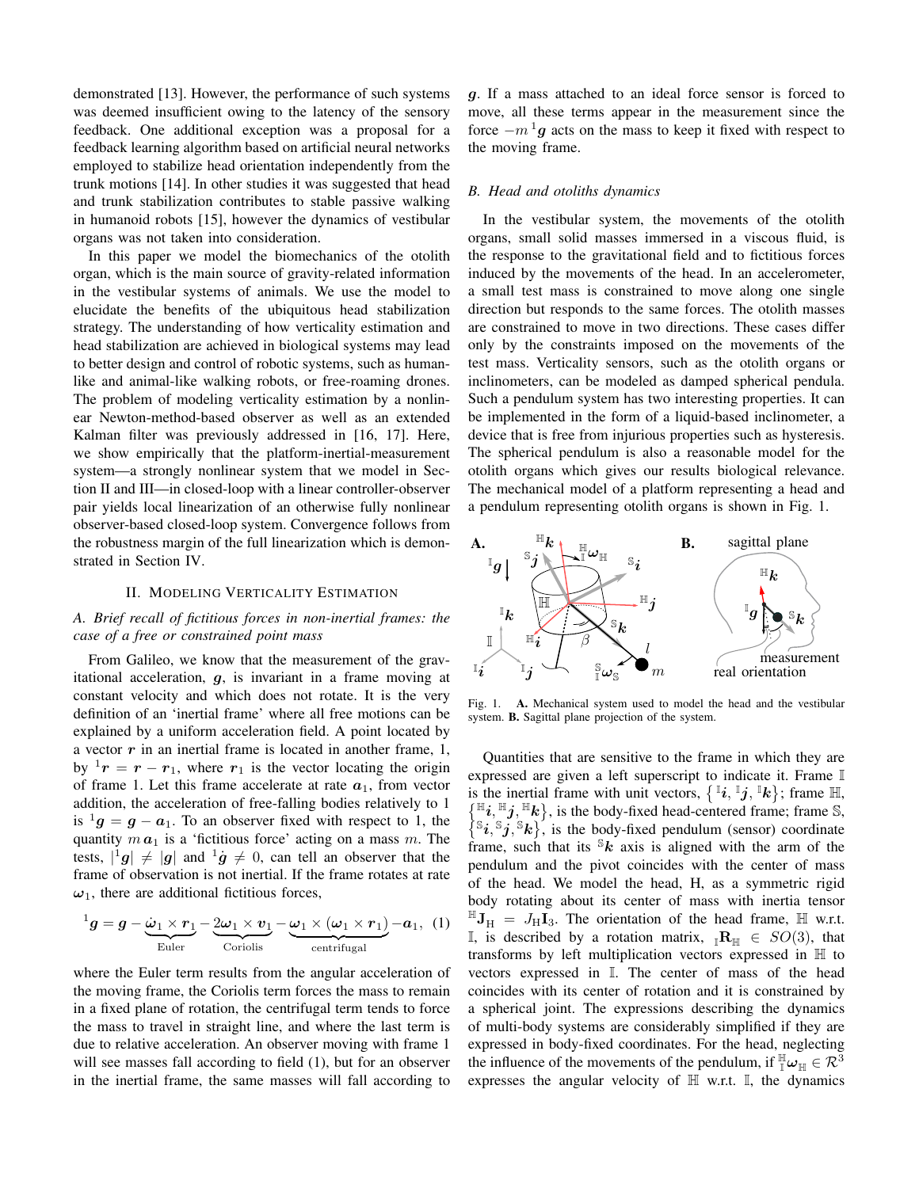demonstrated [13]. However, the performance of such systems was deemed insufficient owing to the latency of the sensory feedback. One additional exception was a proposal for a feedback learning algorithm based on artificial neural networks employed to stabilize head orientation independently from the trunk motions [14]. In other studies it was suggested that head and trunk stabilization contributes to stable passive walking in humanoid robots [15], however the dynamics of vestibular organs was not taken into consideration.

In this paper we model the biomechanics of the otolith organ, which is the main source of gravity-related information in the vestibular systems of animals. We use the model to elucidate the benefits of the ubiquitous head stabilization strategy. The understanding of how verticality estimation and head stabilization are achieved in biological systems may lead to better design and control of robotic systems, such as human-like and animal-like walking robots, or free-roaming drones. The problem of modeling verticality estimation by a nonlinear Newton-method-based observer as well as an extended Kalman filter was previously addressed in [16, 17]. Here, we show empirically that the platform-inertial-measurement system—a strongly nonlinear system that we model in Section II and III—in closed-loop with a linear controller-observer pair yields local linearization of an otherwise fully nonlinear observer-based closed-loop system. Convergence follows from the robustness margin of the full linearization which is demonstrated in Section IV.

## II. Modeling Verticality Estimation

### A. Brief recall of fictitious forces in non-inertial frames: the case of a free or constrained point mass

From Galileo, we know that the measurement of the gravitational acceleration, $\boldsymbol{g}$, is invariant in a frame moving at constant velocity and which does not rotate. It is the very definition of an 'inertial frame' where all free motions can be explained by a uniform acceleration field. A point located by a vector $\boldsymbol{r}$ in an inertial frame is located in another frame, 1, by ${}^{1}\boldsymbol{r} = \boldsymbol{r} - \boldsymbol{r}_1$, where $\boldsymbol{r}_1$ is the vector locating the origin of frame 1. Let this frame accelerate at rate $\boldsymbol{a}_1$, from vector addition, the acceleration of free-falling bodies relatively to 1 is ${}^{1}\boldsymbol{g} = \boldsymbol{g} - \boldsymbol{a}_1$. To an observer fixed with respect to 1, the quantity $m\,\boldsymbol{a}_1$ is a 'fictitious force' acting on a mass $m$. The tests, $|{}^{1}\boldsymbol{g}| \neq |\boldsymbol{g}|$ and ${}^{1}\dot{\boldsymbol{g}} \neq 0$, can tell an observer that the frame of observation is not inertial. If the frame rotates at rate $\boldsymbol{\omega}_1$, there are additional fictitious forces,

$$
{}^{1}\boldsymbol{g} = \boldsymbol{g} - \underbrace{\dot{\boldsymbol{\omega}}_1 \times \boldsymbol{r}_1}_{\text{Euler}} - \underbrace{2\boldsymbol{\omega}_1 \times \boldsymbol{v}_1}_{\text{Coriolis}} - \underbrace{\boldsymbol{\omega}_1 \times (\boldsymbol{\omega}_1 \times \boldsymbol{r}_1)}_{\text{centrifugal}} - \boldsymbol{a}_1, \quad (1)
$$

where the Euler term results from the angular acceleration of the moving frame, the Coriolis term forces the mass to remain in a fixed plane of rotation, the centrifugal term tends to force the mass to travel in straight line, and where the last term is due to relative acceleration. An observer moving with frame 1 will see masses fall according to field (1), but for an observer in the inertial frame, the same masses will fall according to $\boldsymbol{g}$. If a mass attached to an ideal force sensor is forced to move, all these terms appear in the measurement since the force $-m\,{}^{1}\boldsymbol{g}$ acts on the mass to keep it fixed with respect to the moving frame.

### B. Head and otoliths dynamics

In the vestibular system, the movements of the otolith organs, small solid masses immersed in a viscous fluid, is the response to the gravitational field and to fictitious forces induced by the movements of the head. In an accelerometer, a small test mass is constrained to move along one single direction but responds to the same forces. The otolith masses are constrained to move in two directions. These cases differ only by the constraints imposed on the movements of the test mass. Verticality sensors, such as the otolith organs or inclinometers, can be modeled as damped spherical pendula. Such a pendulum system has two interesting properties. It can be implemented in the form of a liquid-based inclinometer, a device that is free from injurious properties such as hysteresis. The spherical pendulum is also a reasonable model for the otolith organs which gives our results biological relevance. The mechanical model of a platform representing a head and a pendulum representing otolith organs is shown in Fig. 1.

Fig. 1. **A.** Mechanical system used to model the head and the vestibular system. **B.** Sagittal plane projection of the system.

Quantities that are sensitive to the frame in which they are expressed are given a left superscript to indicate it. Frame $\mathbb{I}$ is the inertial frame with unit vectors, $\{{}^{\mathbb{I}}\boldsymbol{i}, {}^{\mathbb{I}}\boldsymbol{j}, {}^{\mathbb{I}}\boldsymbol{k}\}$; frame $\mathbb{H}$, $\{{}^{\mathbb{H}}\boldsymbol{i}, {}^{\mathbb{H}}\boldsymbol{j}, {}^{\mathbb{H}}\boldsymbol{k}\}$, is the body-fixed head-centered frame; frame $\mathbb{S}$, $\{{}^{\mathbb{S}}\boldsymbol{i}, {}^{\mathbb{S}}\boldsymbol{j}, {}^{\mathbb{S}}\boldsymbol{k}\}$, is the body-fixed pendulum (sensor) coordinate frame, such that its ${}^{\mathbb{S}}\boldsymbol{k}$ axis is aligned with the arm of the pendulum and the pivot coincides with the center of mass of the head. We model the head, H, as a symmetric rigid body rotating about its center of mass with inertia tensor ${}^{\mathbb{H}}\mathbf{J}_{\mathrm{H}} = J_{\mathrm{H}}\mathbf{I}_3$. The orientation of the head frame, $\mathbb{H}$ w.r.t. $\mathbb{I}$, is described by a rotation matrix, ${}_{\mathbb{I}}\mathbf{R}_{\mathbb{H}} \in SO(3)$, that transforms by left multiplication vectors expressed in $\mathbb{H}$ to vectors expressed in $\mathbb{I}$. The center of mass of the head coincides with its center of rotation and it is constrained by a spherical joint. The expressions describing the dynamics of multi-body systems are considerably simplified if they are expressed in body-fixed coordinates. For the head, neglecting the influence of the movements of the pendulum, if ${}^{\mathbb{H}}_{\mathbb{I}}\boldsymbol{\omega}_{\mathbb{H}} \in \mathcal{R}^3$ expresses the angular velocity of $\mathbb{H}$ w.r.t. $\mathbb{I}$, the dynamics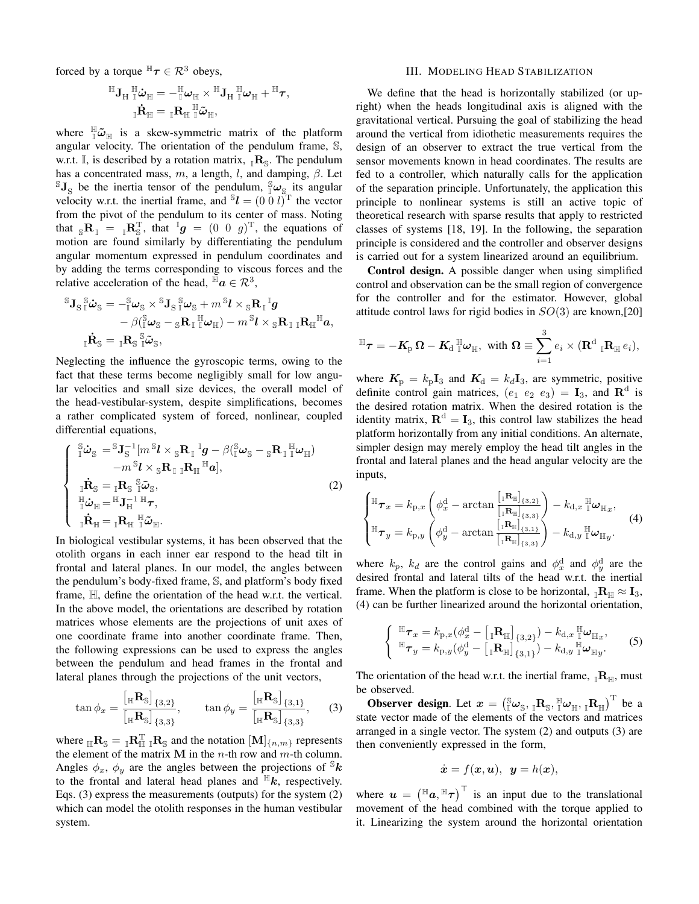forced by a torque ${}^{\mathbb{H}}\boldsymbol{\tau} \in \mathcal{R}^3$ obeys,

$$
\begin{aligned}
{}^{\mathbb{H}}\mathbf{J}_{\mathrm{H}}\, {}^{\mathbb{H}}_{\mathbb{I}}\dot{\boldsymbol{\omega}}_{\mathbb{H}} &= -{}^{\mathbb{H}}_{\mathbb{I}}\boldsymbol{\omega}_{\mathbb{H}} \times {}^{\mathbb{H}}\mathbf{J}_{\mathrm{H}}\, {}^{\mathbb{H}}_{\mathbb{I}}\boldsymbol{\omega}_{\mathbb{H}} + {}^{\mathbb{H}}\boldsymbol{\tau}, \\
{}_{\mathbb{I}}\dot{\mathbf{R}}_{\mathbb{H}} &= {}_{\mathbb{I}}\mathbf{R}_{\mathbb{H}}\, {}^{\mathbb{H}}_{\mathbb{I}}\tilde{\boldsymbol{\omega}}_{\mathbb{H}},
\end{aligned}
$$

where ${}^{\mathbb{H}}_{\mathbb{I}}\tilde{\boldsymbol{\omega}}_{\mathbb{H}}$ is a skew-symmetric matrix of the platform angular velocity. The orientation of the pendulum frame, $\mathbb{S}$, w.r.t. $\mathbb{I}$, is described by a rotation matrix, ${}_{\mathbb{I}}\mathbf{R}_{\mathbb{S}}$. The pendulum has a concentrated mass, $m$, a length, $l$, and damping, $\beta$. Let ${}^{\mathbb{S}}\mathbf{J}_{\mathrm{S}}$ be the inertia tensor of the pendulum, ${}^{\mathbb{S}}_{\mathbb{I}}\boldsymbol{\omega}_{\mathbb{S}}$ its angular velocity w.r.t. the inertial frame, and ${}^{\mathbb{S}}\boldsymbol{l} = (0\ 0\ l)^{\mathrm{T}}$ the vector from the pivot of the pendulum to its center of mass. Noting that ${}_{\mathbb{S}}\mathbf{R}_{\mathbb{I}} = {}_{\mathbb{I}}\mathbf{R}_{\mathbb{S}}^{\mathrm{T}}$, that ${}^{\mathbb{I}}\boldsymbol{g} = (0\ \ 0\ \ g)^{\mathrm{T}}$, the equations of motion are found similarly by differentiating the pendulum angular momentum expressed in pendulum coordinates and by adding the terms corresponding to viscous forces and the relative acceleration of the head, ${}^{\mathbb{H}}\boldsymbol{a} \in \mathcal{R}^3$,

$$
\begin{aligned}
{}^{\mathbb{S}}\mathbf{J}_{\mathrm{S}}\, {}^{\mathbb{S}}_{\mathbb{I}}\dot{\boldsymbol{\omega}}_{\mathbb{S}} &= -{}^{\mathbb{S}}_{\mathbb{I}}\boldsymbol{\omega}_{\mathbb{S}} \times {}^{\mathbb{S}}\mathbf{J}_{\mathrm{S}}\, {}^{\mathbb{S}}_{\mathbb{I}}\boldsymbol{\omega}_{\mathbb{S}} + m\, {}^{\mathbb{S}}\boldsymbol{l} \times {}_{\mathbb{S}}\mathbf{R}_{\mathbb{I}}\, {}^{\mathbb{I}}\boldsymbol{g} \\
&\quad - \beta({}^{\mathbb{S}}_{\mathbb{I}}\boldsymbol{\omega}_{\mathbb{S}} - {}_{\mathbb{S}}\mathbf{R}_{\mathbb{I}}\, {}^{\mathbb{H}}_{\mathbb{I}}\boldsymbol{\omega}_{\mathbb{H}}) - m\, {}^{\mathbb{S}}\boldsymbol{l} \times {}_{\mathbb{S}}\mathbf{R}_{\mathbb{I}}\, {}_{\mathbb{I}}\mathbf{R}_{\mathbb{H}}\, {}^{\mathbb{H}}\boldsymbol{a}, \\
{}_{\mathbb{I}}\dot{\mathbf{R}}_{\mathbb{S}} &= {}_{\mathbb{I}}\mathbf{R}_{\mathbb{S}}\, {}^{\mathbb{S}}_{\mathbb{I}}\tilde{\boldsymbol{\omega}}_{\mathbb{S}},
\end{aligned}
$$

Neglecting the influence the gyroscopic terms, owing to the fact that these terms become negligibly small for low angular velocities and small size devices, the overall model of the head-vestibular-system, despite simplifications, becomes a rather complicated system of forced, nonlinear, coupled differential equations,

$$
\begin{cases}
{}^{\mathbb{S}}_{\mathbb{I}}\dot{\boldsymbol{\omega}}_{\mathbb{S}} = {}^{\mathbb{S}}\mathbf{J}_{\mathrm{S}}^{-1}[m\, {}^{\mathbb{S}}\boldsymbol{l} \times {}_{\mathbb{S}}\mathbf{R}_{\mathbb{I}}\, {}^{\mathbb{I}}\boldsymbol{g} - \beta({}^{\mathbb{S}}_{\mathbb{I}}\boldsymbol{\omega}_{\mathbb{S}} - {}_{\mathbb{S}}\mathbf{R}_{\mathbb{I}}\, {}^{\mathbb{H}}_{\mathbb{I}}\boldsymbol{\omega}_{\mathbb{H}}) \\
\qquad\quad - m\, {}^{\mathbb{S}}\boldsymbol{l} \times {}_{\mathbb{S}}\mathbf{R}_{\mathbb{I}}\, {}_{\mathbb{I}}\mathbf{R}_{\mathbb{H}}\, {}^{\mathbb{H}}\boldsymbol{a}], \\
{}_{\mathbb{I}}\dot{\mathbf{R}}_{\mathbb{S}} = {}_{\mathbb{I}}\mathbf{R}_{\mathbb{S}}\, {}^{\mathbb{S}}_{\mathbb{I}}\tilde{\boldsymbol{\omega}}_{\mathbb{S}}, \\
{}^{\mathbb{H}}_{\mathbb{I}}\dot{\boldsymbol{\omega}}_{\mathbb{H}} = {}^{\mathbb{H}}\mathbf{J}_{\mathrm{H}}^{-1}\, {}^{\mathbb{H}}\boldsymbol{\tau}, \\
{}_{\mathbb{I}}\dot{\mathbf{R}}_{\mathbb{H}} = {}_{\mathbb{I}}\mathbf{R}_{\mathbb{H}}\, {}^{\mathbb{H}}_{\mathbb{I}}\tilde{\boldsymbol{\omega}}_{\mathbb{H}}.
\end{cases}
\tag{2}
$$

In biological vestibular systems, it has been observed that the otolith organs in each inner ear respond to the head tilt in frontal and lateral planes. In our model, the angles between the pendulum's body-fixed frame, $\mathbb{S}$, and platform's body fixed frame, $\mathbb{H}$, define the orientation of the head w.r.t. the vertical. In the above model, the orientations are described by rotation matrices whose elements are the projections of unit axes of one coordinate frame into another coordinate frame. Then, the following expressions can be used to express the angles between the pendulum and head frames in the frontal and lateral planes through the projections of the unit vectors,

$$
\tan\phi_x = \frac{\left[{}_{\mathbb{H}}\mathbf{R}_{\mathbb{S}}\right]_{\{3,2\}}}{\left[{}_{\mathbb{H}}\mathbf{R}_{\mathbb{S}}\right]_{\{3,3\}}}, \qquad \tan\phi_y = \frac{\left[{}_{\mathbb{H}}\mathbf{R}_{\mathbb{S}}\right]_{\{3,1\}}}{\left[{}_{\mathbb{H}}\mathbf{R}_{\mathbb{S}}\right]_{\{3,3\}}}, \tag{3}
$$

where ${}_{\mathbb{H}}\mathbf{R}_{\mathbb{S}} = {}_{\mathbb{I}}\mathbf{R}_{\mathbb{H}}^{\mathrm{T}}\, {}_{\mathbb{I}}\mathbf{R}_{\mathbb{S}}$ and the notation $[\mathbf{M}]_{\{n,m\}}$ represents the element of the matrix $\mathbf{M}$ in the $n$-th row and $m$-th column. Angles $\phi_x$, $\phi_y$ are the angles between the projections of ${}^{\mathbb{S}}\boldsymbol{k}$ to the frontal and lateral head planes and ${}^{\mathbb{H}}\boldsymbol{k}$, respectively. Eqs. (3) express the measurements (outputs) for the system (2) which can model the otolith responses in the human vestibular system.

## III. Modeling Head Stabilization

We define that the head is horizontally stabilized (or upright) when the heads longitudinal axis is aligned with the gravitational vertical. Pursuing the goal of stabilizing the head around the vertical from idiothetic measurements requires the design of an observer to extract the true vertical from the sensor movements known in head coordinates. The results are fed to a controller, which naturally calls for the application of the separation principle. Unfortunately, the application this principle to nonlinear systems is still an active topic of theoretical research with sparse results that apply to restricted classes of systems [18, 19]. In the following, the separation principle is considered and the controller and observer designs is carried out for a system linearized around an equilibrium.

**Control design.** A possible danger when using simplified control and observation can be the small region of convergence for the controller and for the estimator. However, global attitude control laws for rigid bodies in $SO(3)$ are known,[20]

$$
{}^{\mathbb{H}}\boldsymbol{\tau} = -\boldsymbol{K}_{\mathrm{p}}\,\boldsymbol{\Omega} - \boldsymbol{K}_{\mathrm{d}}\, {}^{\mathbb{H}}_{\mathbb{I}}\boldsymbol{\omega}_{\mathbb{H}}, \text{ with } \boldsymbol{\Omega} \equiv \sum_{i=1}^{3} e_i \times (\mathbf{R}^{\mathrm{d}}\, {}_{\mathbb{I}}\mathbf{R}_{\mathbb{H}}\, e_i),
$$

where $\boldsymbol{K}_{\mathrm{p}} = k_{\mathrm{p}}\mathbf{I}_3$ and $\boldsymbol{K}_{\mathrm{d}} = k_d\mathbf{I}_3$, are symmetric, positive definite control gain matrices, $(e_1\ e_2\ e_3) = \mathbf{I}_3$, and $\mathbf{R}^{\mathrm{d}}$ is the desired rotation matrix. When the desired rotation is the identity matrix, $\mathbf{R}^{\mathrm{d}} = \mathbf{I}_3$, this control law stabilizes the head platform horizontally from any initial conditions. An alternate, simpler design may merely employ the head tilt angles in the frontal and lateral planes and the head angular velocity are the inputs,

$$
\begin{cases}
{}^{\mathbb{H}}\boldsymbol{\tau}_x = k_{\mathrm{p},x}\left(\phi_x^{\mathrm{d}} - \arctan\dfrac{\left[{}_{\mathbb{I}}\mathbf{R}_{\mathbb{H}}\right]_{\{3,2\}}}{\left[{}_{\mathbb{I}}\mathbf{R}_{\mathbb{H}}\right]_{\{3,3\}}}\right) - k_{\mathrm{d},x}\, {}^{\mathbb{H}}_{\mathbb{I}}\boldsymbol{\omega}_{\mathbb{H}x}, \\
{}^{\mathbb{H}}\boldsymbol{\tau}_y = k_{\mathrm{p},y}\left(\phi_y^{\mathrm{d}} - \arctan\dfrac{\left[{}_{\mathbb{I}}\mathbf{R}_{\mathbb{H}}\right]_{\{3,1\}}}{\left[{}_{\mathbb{I}}\mathbf{R}_{\mathbb{H}}\right]_{\{3,3\}}}\right) - k_{\mathrm{d},y}\, {}^{\mathbb{H}}_{\mathbb{I}}\boldsymbol{\omega}_{\mathbb{H}y}.
\end{cases}
\tag{4}
$$

where $k_p$, $k_d$ are the control gains and $\phi_x^{\mathrm{d}}$ and $\phi_y^{\mathrm{d}}$ are the desired frontal and lateral tilts of the head w.r.t. the inertial frame. When the platform is close to horizontal, ${}_{\mathbb{I}}\mathbf{R}_{\mathbb{H}} \approx \mathbf{I}_3$, (4) can be further linearized around the horizontal orientation,

$$
\begin{cases}
{}^{\mathbb{H}}\boldsymbol{\tau}_x = k_{\mathrm{p},x}(\phi_x^{\mathrm{d}} - \left[{}_{\mathbb{I}}\mathbf{R}_{\mathbb{H}}\right]_{\{3,2\}}) - k_{\mathrm{d},x}\, {}^{\mathbb{H}}_{\mathbb{I}}\boldsymbol{\omega}_{\mathbb{H}x}, \\
{}^{\mathbb{H}}\boldsymbol{\tau}_y = k_{\mathrm{p},y}(\phi_y^{\mathrm{d}} - \left[{}_{\mathbb{I}}\mathbf{R}_{\mathbb{H}}\right]_{\{3,1\}}) - k_{\mathrm{d},y}\, {}^{\mathbb{H}}_{\mathbb{I}}\boldsymbol{\omega}_{\mathbb{H}y}.
\end{cases}
\tag{5}
$$

The orientation of the head w.r.t. the inertial frame, ${}_{\mathbb{I}}\mathbf{R}_{\mathbb{H}}$, must be observed.

**Observer design**. Let $\boldsymbol{x} = \left({}^{\mathbb{S}}_{\mathbb{I}}\boldsymbol{\omega}_{\mathbb{S}}, {}_{\mathbb{I}}\mathbf{R}_{\mathbb{S}}, {}^{\mathbb{H}}_{\mathbb{I}}\boldsymbol{\omega}_{\mathbb{H}}, {}_{\mathbb{I}}\mathbf{R}_{\mathbb{H}}\right)^{\mathrm{T}}$ be a state vector made of the elements of the vectors and matrices arranged in a single vector. The system (2) and outputs (3) are then conveniently expressed in the form,

$$
\dot{\boldsymbol{x}} = f(\boldsymbol{x}, \boldsymbol{u}), \;\; \boldsymbol{y} = h(\boldsymbol{x}),
$$

where $\boldsymbol{u} = \left({}^{\mathbb{H}}\boldsymbol{a}, {}^{\mathbb{H}}\boldsymbol{\tau}\right)^{\top}$ is an input due to the translational movement of the head combined with the torque applied to it. Linearizing the system around the horizontal orientation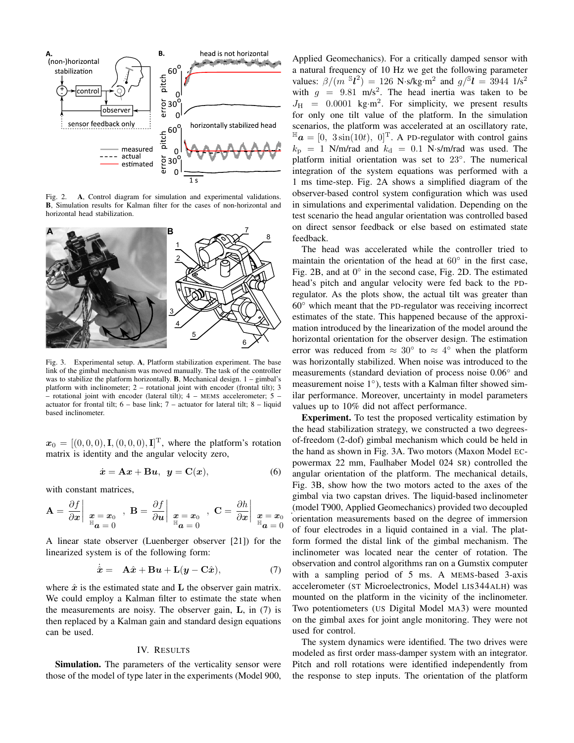Fig. 2. **A**, Control diagram for simulation and experimental validations. **B**, Simulation results for Kalman filter for the cases of non-horizontal and horizontal head stabilization.

Fig. 3. Experimental setup. **A**, Platform stabilization experiment. The base link of the gimbal mechanism was moved manually. The task of the controller was to stabilize the platform horizontally. **B**, Mechanical design. 1 – gimbal's platform with inclinometer; 2 – rotational joint with encoder (frontal tilt); 3 – rotational joint with encoder (lateral tilt); 4 – MEMS accelerometer; 5 – actuator for frontal tilt; 6 – base link; 7 – actuator for lateral tilt; 8 – liquid based inclinometer.

$\boldsymbol{x}_0 = [(0,0,0), \mathbf{I}, (0,0,0), \mathbf{I}]^{\mathrm{T}}$, where the platform's rotation matrix is identity and the angular velocity zero,

$$\dot{\boldsymbol{x}} = \mathbf{A}\boldsymbol{x} + \mathbf{B}\boldsymbol{u}, \;\; \boldsymbol{y} = \mathbf{C}(\boldsymbol{x}), \tag{6}$$

with constant matrices,

$$\mathbf{A} = \left.\frac{\partial f}{\partial \boldsymbol{x}}\right|_{\substack{\boldsymbol{x}=\boldsymbol{x}_0 \\ {}^{\mathbb{H}}\boldsymbol{a}=0}}, \; \mathbf{B} = \left.\frac{\partial f}{\partial \boldsymbol{u}}\right|_{\substack{\boldsymbol{x}=\boldsymbol{x}_0 \\ {}^{\mathbb{H}}\boldsymbol{a}=0}}, \; \mathbf{C} = \left.\frac{\partial h}{\partial \boldsymbol{x}}\right|_{\substack{\boldsymbol{x}=\boldsymbol{x}_0 \\ {}^{\mathbb{H}}\boldsymbol{a}=0}}$$

A linear state observer (Luenberger observer [21]) for the linearized system is of the following form:

$$\dot{\hat{\boldsymbol{x}}} = \mathbf{A}\hat{\boldsymbol{x}} + \mathbf{B}\boldsymbol{u} + \mathbf{L}(\boldsymbol{y} - \mathbf{C}\hat{\boldsymbol{x}}), \tag{7}$$

where $\hat{\boldsymbol{x}}$ is the estimated state and $\mathbf{L}$ the observer gain matrix. We could employ a Kalman filter to estimate the state when the measurements are noisy. The observer gain, $\mathbf{L}$, in (7) is then replaced by a Kalman gain and standard design equations can be used.

## IV. RESULTS

**Simulation.** The parameters of the verticality sensor were those of the model of type later in the experiments (Model 900, Applied Geomechanics). For a critically damped sensor with a natural frequency of 10 Hz we get the following parameter values: $\beta/(m\,{}^{\mathbb{S}}\boldsymbol{l}^2) = 126$ N·s/kg·m$^2$ and $g/{}^{\mathbb{S}}\boldsymbol{l} = 3944$ 1/s$^2$ with $g = 9.81$ m/s$^2$. The head inertia was taken to be $J_{\mathrm{H}} = 0.0001$ kg·m$^2$. For simplicity, we present results for only one tilt value of the platform. In the simulation scenarios, the platform was accelerated at an oscillatory rate, ${}^{\mathbb{H}}\boldsymbol{a} = [0,\; 3\sin(10t),\; 0]^{\mathrm{T}}$. A PD-regulator with control gains $k_{\mathrm{p}} = 1$ N/m/rad and $k_{\mathrm{d}} = 0.1$ N·s/m/rad was used. The platform initial orientation was set to 23°. The numerical integration of the system equations was performed with a 1 ms time-step. Fig. 2A shows a simplified diagram of the observer-based control system configuration which was used in simulations and experimental validation. Depending on the test scenario the head angular orientation was controlled based on direct sensor feedback or else based on estimated state feedback.

The head was accelerated while the controller tried to maintain the orientation of the head at 60° in the first case, Fig. 2B, and at 0° in the second case, Fig. 2D. The estimated head's pitch and angular velocity were fed back to the PD-regulator. As the plots show, the actual tilt was greater than 60° which meant that the PD-regulator was receiving incorrect estimates of the state. This happened because of the approximation introduced by the linearization of the model around the horizontal orientation for the observer design. The estimation error was reduced from $\approx 30°$ to $\approx 4°$ when the platform was horizontally stabilized. When noise was introduced to the measurements (standard deviation of process noise 0.06° and measurement noise 1°), tests with a Kalman filter showed similar performance. Moreover, uncertainty in model parameters values up to 10% did not affect performance.

**Experiment.** To test the proposed verticality estimation by the head stabilization strategy, we constructed a two degrees-of-freedom (2-dof) gimbal mechanism which could be held in the hand as shown in Fig. 3A. Two motors (Maxon Model EC-powermax 22 mm, Faulhaber Model 024 SR) controlled the angular orientation of the platform. The mechanical details, Fig. 3B, show how the two motors acted to the axes of the gimbal via two capstan drives. The liquid-based inclinometer (model T900, Applied Geomechanics) provided two decoupled orientation measurements based on the degree of immersion of four electrodes in a liquid contained in a vial. The platform formed the distal link of the gimbal mechanism. The inclinometer was located near the center of rotation. The observation and control algorithms ran on a Gumstix computer with a sampling period of 5 ms. A MEMS-based 3-axis accelerometer (ST Microelectronics, Model LIS344ALH) was mounted on the platform in the vicinity of the inclinometer. Two potentiometers (US Digital Model MA3) were mounted on the gimbal axes for joint angle monitoring. They were not used for control.

The system dynamics were identified. The two drives were modeled as first order mass-damper system with an integrator. Pitch and roll rotations were identified independently from the response to step inputs. The orientation of the platform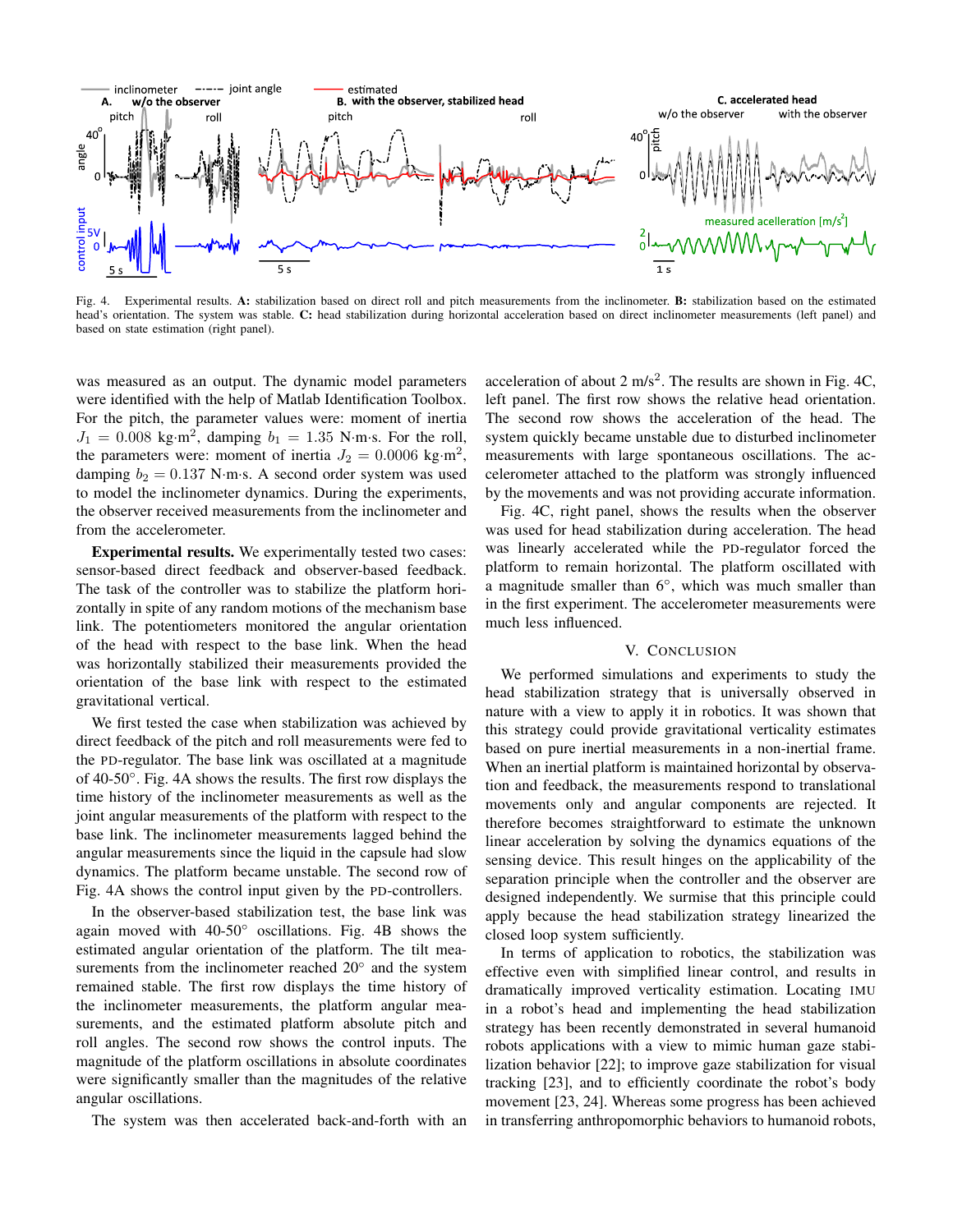inclinometer
joint angle
estimated
A. w/o the observer
pitch
roll
B. with the observer, stabilized head
pitch
roll
C. accelerated head
w/o the observer
with the observer
40°
angle
0
40°
pitch
0
control input
5V
0
5 s
5 s
measured accelleration [m/s²]
2
0
1 s

Fig. 4. Experimental results. **A:** stabilization based on direct roll and pitch measurements from the inclinometer. **B:** stabilization based on the estimated head's orientation. The system was stable. **C:** head stabilization during horizontal acceleration based on direct inclinometer measurements (left panel) and based on state estimation (right panel).

was measured as an output. The dynamic model parameters were identified with the help of Matlab Identification Toolbox. For the pitch, the parameter values were: moment of inertia $J_1 = 0.008$ kg·m$^2$, damping $b_1 = 1.35$ N·m·s. For the roll, the parameters were: moment of inertia $J_2 = 0.0006$ kg·m$^2$, damping $b_2 = 0.137$ N·m·s. A second order system was used to model the inclinometer dynamics. During the experiments, the observer received measurements from the inclinometer and from the accelerometer.

**Experimental results.** We experimentally tested two cases: sensor-based direct feedback and observer-based feedback. The task of the controller was to stabilize the platform horizontally in spite of any random motions of the mechanism base link. The potentiometers monitored the angular orientation of the head with respect to the base link. When the head was horizontally stabilized their measurements provided the orientation of the base link with respect to the estimated gravitational vertical.

We first tested the case when stabilization was achieved by direct feedback of the pitch and roll measurements were fed to the PD-regulator. The base link was oscillated at a magnitude of 40-50°. Fig. 4A shows the results. The first row displays the time history of the inclinometer measurements as well as the joint angular measurements of the platform with respect to the base link. The inclinometer measurements lagged behind the angular measurements since the liquid in the capsule had slow dynamics. The platform became unstable. The second row of Fig. 4A shows the control input given by the PD-controllers.

In the observer-based stabilization test, the base link was again moved with 40-50° oscillations. Fig. 4B shows the estimated angular orientation of the platform. The tilt measurements from the inclinometer reached 20° and the system remained stable. The first row displays the time history of the inclinometer measurements, the platform angular measurements, and the estimated platform absolute pitch and roll angles. The second row shows the control inputs. The magnitude of the platform oscillations in absolute coordinates were significantly smaller than the magnitudes of the relative angular oscillations.

The system was then accelerated back-and-forth with an acceleration of about 2 m/s$^2$. The results are shown in Fig. 4C, left panel. The first row shows the relative head orientation. The second row shows the acceleration of the head. The system quickly became unstable due to disturbed inclinometer measurements with large spontaneous oscillations. The accelerometer attached to the platform was strongly influenced by the movements and was not providing accurate information.

Fig. 4C, right panel, shows the results when the observer was used for head stabilization during acceleration. The head was linearly accelerated while the PD-regulator forced the platform to remain horizontal. The platform oscillated with a magnitude smaller than 6°, which was much smaller than in the first experiment. The accelerometer measurements were much less influenced.

## V. Conclusion

We performed simulations and experiments to study the head stabilization strategy that is universally observed in nature with a view to apply it in robotics. It was shown that this strategy could provide gravitational verticality estimates based on pure inertial measurements in a non-inertial frame. When an inertial platform is maintained horizontal by observation and feedback, the measurements respond to translational movements only and angular components are rejected. It therefore becomes straightforward to estimate the unknown linear acceleration by solving the dynamics equations of the sensing device. This result hinges on the applicability of the separation principle when the controller and the observer are designed independently. We surmise that this principle could apply because the head stabilization strategy linearized the closed loop system sufficiently.

In terms of application to robotics, the stabilization was effective even with simplified linear control, and results in dramatically improved verticality estimation. Locating IMU in a robot's head and implementing the head stabilization strategy has been recently demonstrated in several humanoid robots applications with a view to mimic human gaze stabilization behavior [22]; to improve gaze stabilization for visual tracking [23], and to efficiently coordinate the robot's body movement [23, 24]. Whereas some progress has been achieved in transferring anthropomorphic behaviors to humanoid robots,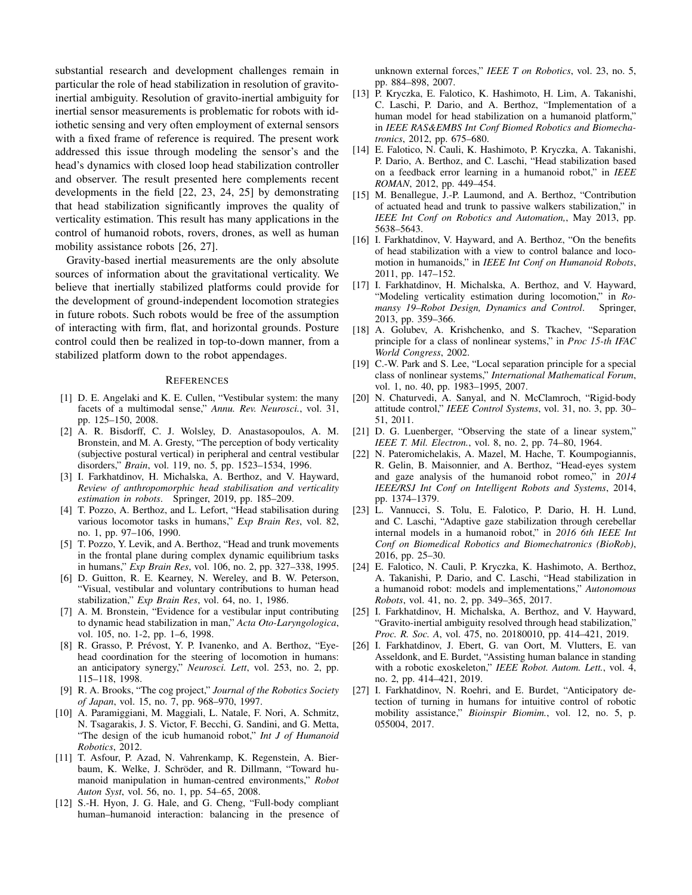substantial research and development challenges remain in particular the role of head stabilization in resolution of gravito-inertial ambiguity. Resolution of gravito-inertial ambiguity for inertial sensor measurements is problematic for robots with idiothetic sensing and very often employment of external sensors with a fixed frame of reference is required. The present work addressed this issue through modeling the sensor's and the head's dynamics with closed loop head stabilization controller and observer. The result presented here complements recent developments in the field [22, 23, 24, 25] by demonstrating that head stabilization significantly improves the quality of verticality estimation. This result has many applications in the control of humanoid robots, rovers, drones, as well as human mobility assistance robots [26, 27].

Gravity-based inertial measurements are the only absolute sources of information about the gravitational verticality. We believe that inertially stabilized platforms could provide for the development of ground-independent locomotion strategies in future robots. Such robots would be free of the assumption of interacting with firm, flat, and horizontal grounds. Posture control could then be realized in top-to-down manner, from a stabilized platform down to the robot appendages.

## References

[1] D. E. Angelaki and K. E. Cullen, "Vestibular system: the many facets of a multimodal sense," *Annu. Rev. Neurosci.*, vol. 31, pp. 125–150, 2008.

[2] A. R. Bisdorff, C. J. Wolsley, D. Anastasopoulos, A. M. Bronstein, and M. A. Gresty, "The perception of body verticality (subjective postural vertical) in peripheral and central vestibular disorders," *Brain*, vol. 119, no. 5, pp. 1523–1534, 1996.

[3] I. Farkhatdinov, H. Michalska, A. Berthoz, and V. Hayward, *Review of anthropomorphic head stabilisation and verticality estimation in robots*. Springer, 2019, pp. 185–209.

[4] T. Pozzo, A. Berthoz, and L. Lefort, "Head stabilisation during various locomotor tasks in humans," *Exp Brain Res*, vol. 82, no. 1, pp. 97–106, 1990.

[5] T. Pozzo, Y. Levik, and A. Berthoz, "Head and trunk movements in the frontal plane during complex dynamic equilibrium tasks in humans," *Exp Brain Res*, vol. 106, no. 2, pp. 327–338, 1995.

[6] D. Guitton, R. E. Kearney, N. Wereley, and B. W. Peterson, "Visual, vestibular and voluntary contributions to human head stabilization," *Exp Brain Res*, vol. 64, no. 1, 1986.

[7] A. M. Bronstein, "Evidence for a vestibular input contributing to dynamic head stabilization in man," *Acta Oto-Laryngologica*, vol. 105, no. 1-2, pp. 1–6, 1998.

[8] R. Grasso, P. Prévost, Y. P. Ivanenko, and A. Berthoz, "Eye-head coordination for the steering of locomotion in humans: an anticipatory synergy," *Neurosci. Lett*, vol. 253, no. 2, pp. 115–118, 1998.

[9] R. A. Brooks, "The cog project," *Journal of the Robotics Society of Japan*, vol. 15, no. 7, pp. 968–970, 1997.

[10] A. Paramiggiani, M. Maggiali, L. Natale, F. Nori, A. Schmitz, N. Tsagarakis, J. S. Victor, F. Becchi, G. Sandini, and G. Metta, "The design of the icub humanoid robot," *Int J of Humanoid Robotics*, 2012.

[11] T. Asfour, P. Azad, N. Vahrenkamp, K. Regenstein, A. Bierbaum, K. Welke, J. Schröder, and R. Dillmann, "Toward humanoid manipulation in human-centred environments," *Robot Auton Syst*, vol. 56, no. 1, pp. 54–65, 2008.

[12] S.-H. Hyon, J. G. Hale, and G. Cheng, "Full-body compliant human–humanoid interaction: balancing in the presence of unknown external forces," *IEEE T on Robotics*, vol. 23, no. 5, pp. 884–898, 2007.

[13] P. Kryczka, E. Falotico, K. Hashimoto, H. Lim, A. Takanishi, C. Laschi, P. Dario, and A. Berthoz, "Implementation of a human model for head stabilization on a humanoid platform," in *IEEE RAS&EMBS Int Conf Biomed Robotics and Biomechatronics*, 2012, pp. 675–680.

[14] E. Falotico, N. Cauli, K. Hashimoto, P. Kryczka, A. Takanishi, P. Dario, A. Berthoz, and C. Laschi, "Head stabilization based on a feedback error learning in a humanoid robot," in *IEEE ROMAN*, 2012, pp. 449–454.

[15] M. Benallegue, J.-P. Laumond, and A. Berthoz, "Contribution of actuated head and trunk to passive walkers stabilization," in *IEEE Int Conf on Robotics and Automation,*, May 2013, pp. 5638–5643.

[16] I. Farkhatdinov, V. Hayward, and A. Berthoz, "On the benefits of head stabilization with a view to control balance and locomotion in humanoids," in *IEEE Int Conf on Humanoid Robots*, 2011, pp. 147–152.

[17] I. Farkhatdinov, H. Michalska, A. Berthoz, and V. Hayward, "Modeling verticality estimation during locomotion," in *Romansy 19–Robot Design, Dynamics and Control*. Springer, 2013, pp. 359–366.

[18] A. Golubev, A. Krishchenko, and S. Tkachev, "Separation principle for a class of nonlinear systems," in *Proc 15-th IFAC World Congress*, 2002.

[19] C.-W. Park and S. Lee, "Local separation principle for a special class of nonlinear systems," *International Mathematical Forum*, vol. 1, no. 40, pp. 1983–1995, 2007.

[20] N. Chaturvedi, A. Sanyal, and N. McClamroch, "Rigid-body attitude control," *IEEE Control Systems*, vol. 31, no. 3, pp. 30–51, 2011.

[21] D. G. Luenberger, "Observing the state of a linear system," *IEEE T. Mil. Electron.*, vol. 8, no. 2, pp. 74–80, 1964.

[22] N. Pateromichelakis, A. Mazel, M. Hache, T. Koumpogiannis, R. Gelin, B. Maisonnier, and A. Berthoz, "Head-eyes system and gaze analysis of the humanoid robot romeo," in *2014 IEEE/RSJ Int Conf on Intelligent Robots and Systems*, 2014, pp. 1374–1379.

[23] L. Vannucci, S. Tolu, E. Falotico, P. Dario, H. H. Lund, and C. Laschi, "Adaptive gaze stabilization through cerebellar internal models in a humanoid robot," in *2016 6th IEEE Int Conf on Biomedical Robotics and Biomechatronics (BioRob)*, 2016, pp. 25–30.

[24] E. Falotico, N. Cauli, P. Kryczka, K. Hashimoto, A. Berthoz, A. Takanishi, P. Dario, and C. Laschi, "Head stabilization in a humanoid robot: models and implementations," *Autonomous Robots*, vol. 41, no. 2, pp. 349–365, 2017.

[25] I. Farkhatdinov, H. Michalska, A. Berthoz, and V. Hayward, "Gravito-inertial ambiguity resolved through head stabilization," *Proc. R. Soc. A*, vol. 475, no. 20180010, pp. 414–421, 2019.

[26] I. Farkhatdinov, J. Ebert, G. van Oort, M. Vlutters, E. van Asseldonk, and E. Burdet, "Assisting human balance in standing with a robotic exoskeleton," *IEEE Robot. Autom. Lett.*, vol. 4, no. 2, pp. 414–421, 2019.

[27] I. Farkhatdinov, N. Roehri, and E. Burdet, "Anticipatory detection of turning in humans for intuitive control of robotic mobility assistance," *Bioinspir Biomim.*, vol. 12, no. 5, p. 055004, 2017.